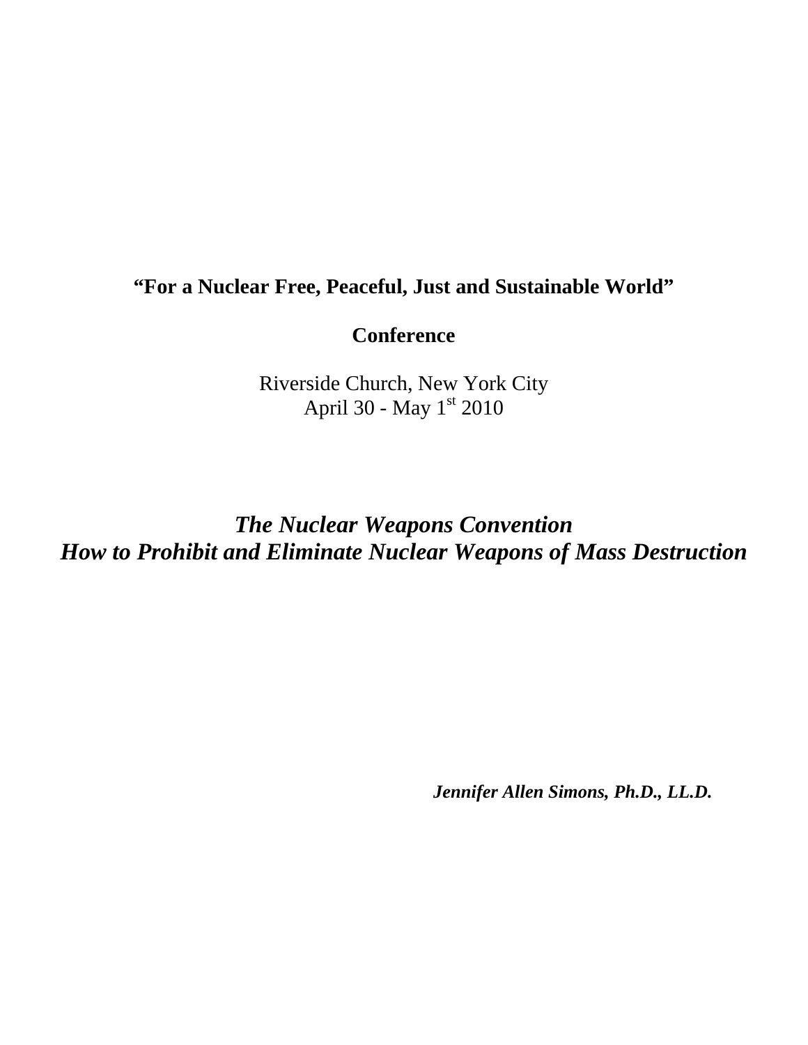**"For a Nuclear Free, Peaceful, Just and Sustainable World"**

**Conference**

Riverside Church, New York City
April 30 - May 1st 2010

# *The Nuclear Weapons Convention*
# *How to Prohibit and Eliminate Nuclear Weapons of Mass Destruction*

***Jennifer Allen Simons, Ph.D., LL.D.***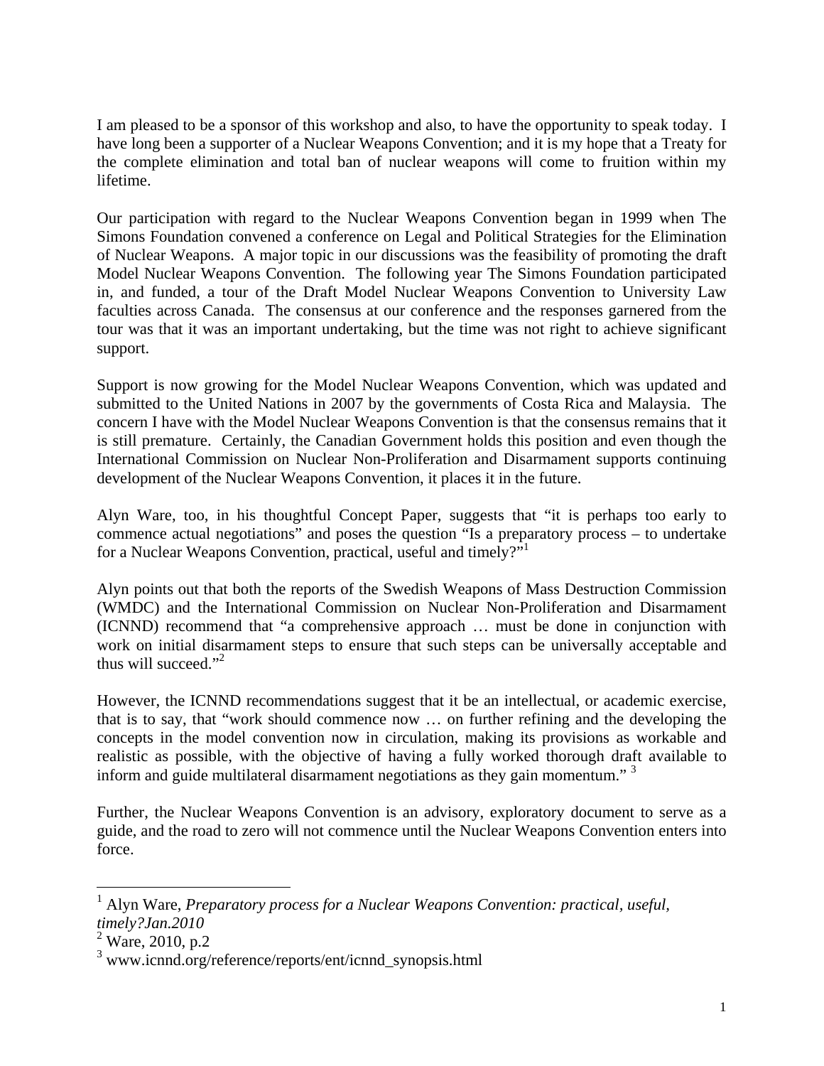I am pleased to be a sponsor of this workshop and also, to have the opportunity to speak today. I have long been a supporter of a Nuclear Weapons Convention; and it is my hope that a Treaty for the complete elimination and total ban of nuclear weapons will come to fruition within my lifetime.

Our participation with regard to the Nuclear Weapons Convention began in 1999 when The Simons Foundation convened a conference on Legal and Political Strategies for the Elimination of Nuclear Weapons. A major topic in our discussions was the feasibility of promoting the draft Model Nuclear Weapons Convention. The following year The Simons Foundation participated in, and funded, a tour of the Draft Model Nuclear Weapons Convention to University Law faculties across Canada. The consensus at our conference and the responses garnered from the tour was that it was an important undertaking, but the time was not right to achieve significant support.

Support is now growing for the Model Nuclear Weapons Convention, which was updated and submitted to the United Nations in 2007 by the governments of Costa Rica and Malaysia. The concern I have with the Model Nuclear Weapons Convention is that the consensus remains that it is still premature. Certainly, the Canadian Government holds this position and even though the International Commission on Nuclear Non-Proliferation and Disarmament supports continuing development of the Nuclear Weapons Convention, it places it in the future.

Alyn Ware, too, in his thoughtful Concept Paper, suggests that "it is perhaps too early to commence actual negotiations" and poses the question "Is a preparatory process – to undertake for a Nuclear Weapons Convention, practical, useful and timely?"[1]

Alyn points out that both the reports of the Swedish Weapons of Mass Destruction Commission (WMDC) and the International Commission on Nuclear Non-Proliferation and Disarmament (ICNND) recommend that "a comprehensive approach … must be done in conjunction with work on initial disarmament steps to ensure that such steps can be universally acceptable and thus will succeed."[2]

However, the ICNND recommendations suggest that it be an intellectual, or academic exercise, that is to say, that "work should commence now … on further refining and the developing the concepts in the model convention now in circulation, making its provisions as workable and realistic as possible, with the objective of having a fully worked thorough draft available to inform and guide multilateral disarmament negotiations as they gain momentum." [3]

Further, the Nuclear Weapons Convention is an advisory, exploratory document to serve as a guide, and the road to zero will not commence until the Nuclear Weapons Convention enters into force.

---

[1] Alyn Ware, *Preparatory process for a Nuclear Weapons Convention: practical, useful, timely?Jan.2010*

[2] Ware, 2010, p.2

[3] www.icnnd.org/reference/reports/ent/icnnd_synopsis.html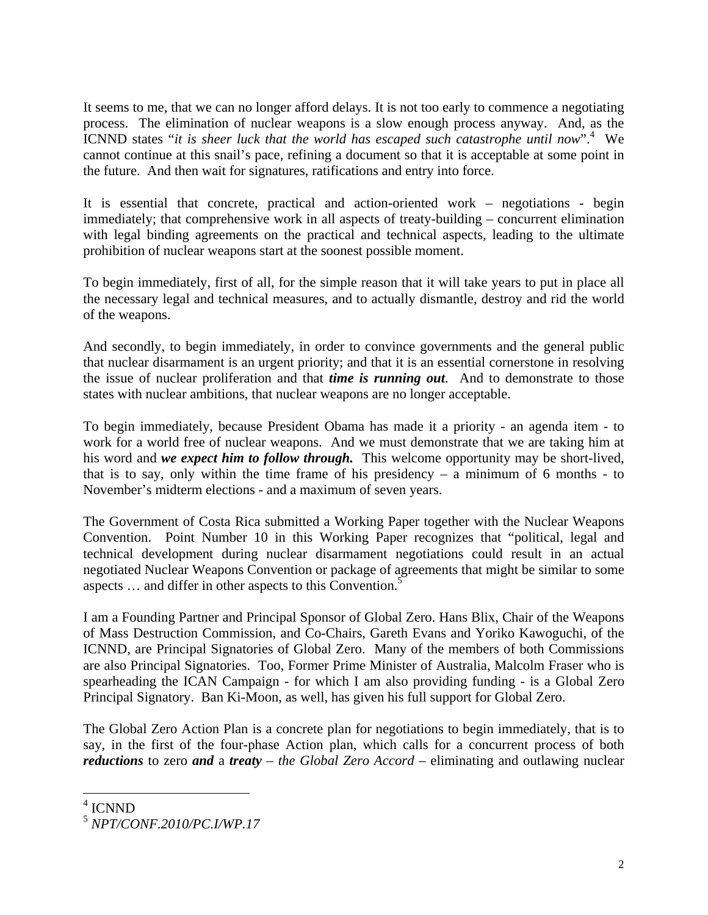It seems to me, that we can no longer afford delays. It is not too early to commence a negotiating process. The elimination of nuclear weapons is a slow enough process anyway. And, as the ICNND states "*it is sheer luck that the world has escaped such catastrophe until now*".[4] We cannot continue at this snail's pace, refining a document so that it is acceptable at some point in the future. And then wait for signatures, ratifications and entry into force.

It is essential that concrete, practical and action-oriented work – negotiations - begin immediately; that comprehensive work in all aspects of treaty-building – concurrent elimination with legal binding agreements on the practical and technical aspects, leading to the ultimate prohibition of nuclear weapons start at the soonest possible moment.

To begin immediately, first of all, for the simple reason that it will take years to put in place all the necessary legal and technical measures, and to actually dismantle, destroy and rid the world of the weapons.

And secondly, to begin immediately, in order to convince governments and the general public that nuclear disarmament is an urgent priority; and that it is an essential cornerstone in resolving the issue of nuclear proliferation and that ***time is running out***. And to demonstrate to those states with nuclear ambitions, that nuclear weapons are no longer acceptable.

To begin immediately, because President Obama has made it a priority - an agenda item - to work for a world free of nuclear weapons. And we must demonstrate that we are taking him at his word and ***we expect him to follow through.*** This welcome opportunity may be short-lived, that is to say, only within the time frame of his presidency – a minimum of 6 months - to November's midterm elections - and a maximum of seven years.

The Government of Costa Rica submitted a Working Paper together with the Nuclear Weapons Convention. Point Number 10 in this Working Paper recognizes that "political, legal and technical development during nuclear disarmament negotiations could result in an actual negotiated Nuclear Weapons Convention or package of agreements that might be similar to some aspects … and differ in other aspects to this Convention.[5]

I am a Founding Partner and Principal Sponsor of Global Zero. Hans Blix, Chair of the Weapons of Mass Destruction Commission, and Co-Chairs, Gareth Evans and Yoriko Kawoguchi, of the ICNND, are Principal Signatories of Global Zero. Many of the members of both Commissions are also Principal Signatories. Too, Former Prime Minister of Australia, Malcolm Fraser who is spearheading the ICAN Campaign - for which I am also providing funding - is a Global Zero Principal Signatory. Ban Ki-Moon, as well, has given his full support for Global Zero.

The Global Zero Action Plan is a concrete plan for negotiations to begin immediately, that is to say, in the first of the four-phase Action plan, which calls for a concurrent process of both ***reductions*** to zero ***and*** a ***treaty*** – *the Global Zero Accord* – eliminating and outlawing nuclear

---

[4] ICNND

[5] *NPT/CONF.2010/PC.I/WP.17*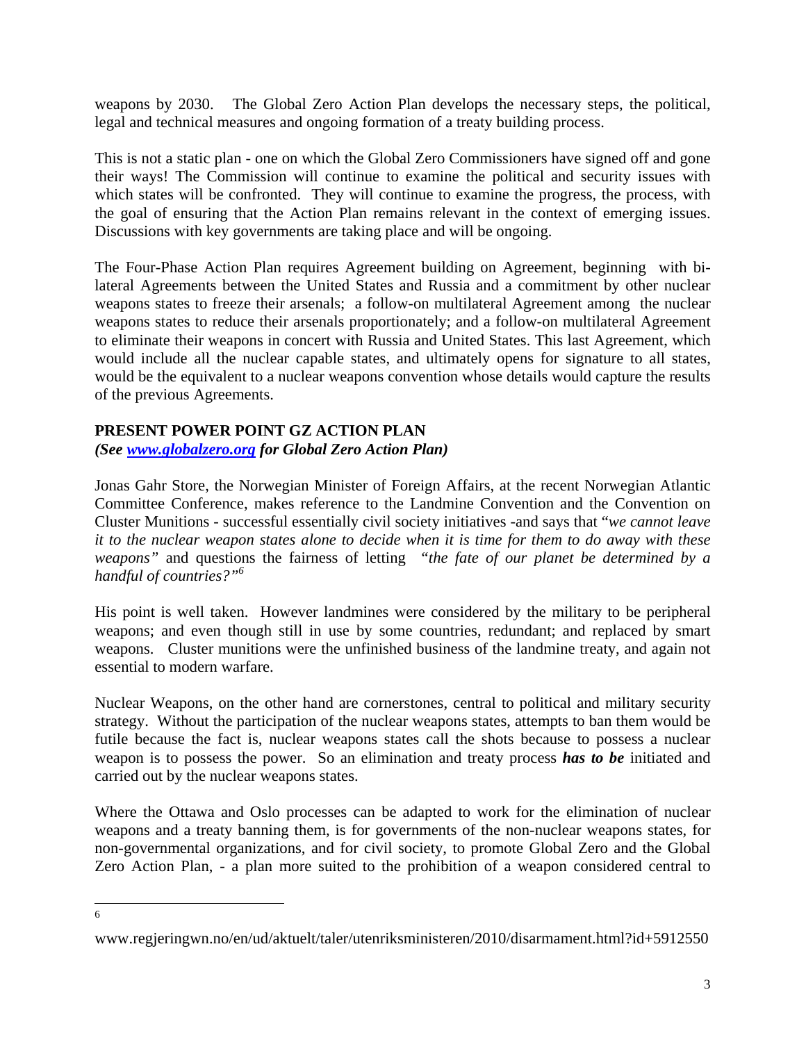weapons by 2030. The Global Zero Action Plan develops the necessary steps, the political, legal and technical measures and ongoing formation of a treaty building process.

This is not a static plan - one on which the Global Zero Commissioners have signed off and gone their ways! The Commission will continue to examine the political and security issues with which states will be confronted. They will continue to examine the progress, the process, with the goal of ensuring that the Action Plan remains relevant in the context of emerging issues. Discussions with key governments are taking place and will be ongoing.

The Four-Phase Action Plan requires Agreement building on Agreement, beginning with bi-lateral Agreements between the United States and Russia and a commitment by other nuclear weapons states to freeze their arsenals; a follow-on multilateral Agreement among the nuclear weapons states to reduce their arsenals proportionately; and a follow-on multilateral Agreement to eliminate their weapons in concert with Russia and United States. This last Agreement, which would include all the nuclear capable states, and ultimately opens for signature to all states, would be the equivalent to a nuclear weapons convention whose details would capture the results of the previous Agreements.

**PRESENT POWER POINT GZ ACTION PLAN**
***(See [www.globalzero.org](www.globalzero.org) for Global Zero Action Plan)***

Jonas Gahr Store, the Norwegian Minister of Foreign Affairs, at the recent Norwegian Atlantic Committee Conference, makes reference to the Landmine Convention and the Convention on Cluster Munitions - successful essentially civil society initiatives -and says that "*we cannot leave it to the nuclear weapon states alone to decide when it is time for them to do away with these weapons"* and questions the fairness of letting *"the fate of our planet be determined by a handful of countries?"*[6]

His point is well taken. However landmines were considered by the military to be peripheral weapons; and even though still in use by some countries, redundant; and replaced by smart weapons. Cluster munitions were the unfinished business of the landmine treaty, and again not essential to modern warfare.

Nuclear Weapons, on the other hand are cornerstones, central to political and military security strategy. Without the participation of the nuclear weapons states, attempts to ban them would be futile because the fact is, nuclear weapons states call the shots because to possess a nuclear weapon is to possess the power. So an elimination and treaty process ***has to be*** initiated and carried out by the nuclear weapons states.

Where the Ottawa and Oslo processes can be adapted to work for the elimination of nuclear weapons and a treaty banning them, is for governments of the non-nuclear weapons states, for non-governmental organizations, and for civil society, to promote Global Zero and the Global Zero Action Plan, - a plan more suited to the prohibition of a weapon considered central to

---

6 www.regjeringwn.no/en/ud/aktuelt/taler/utenriksministeren/2010/disarmament.html?id+5912550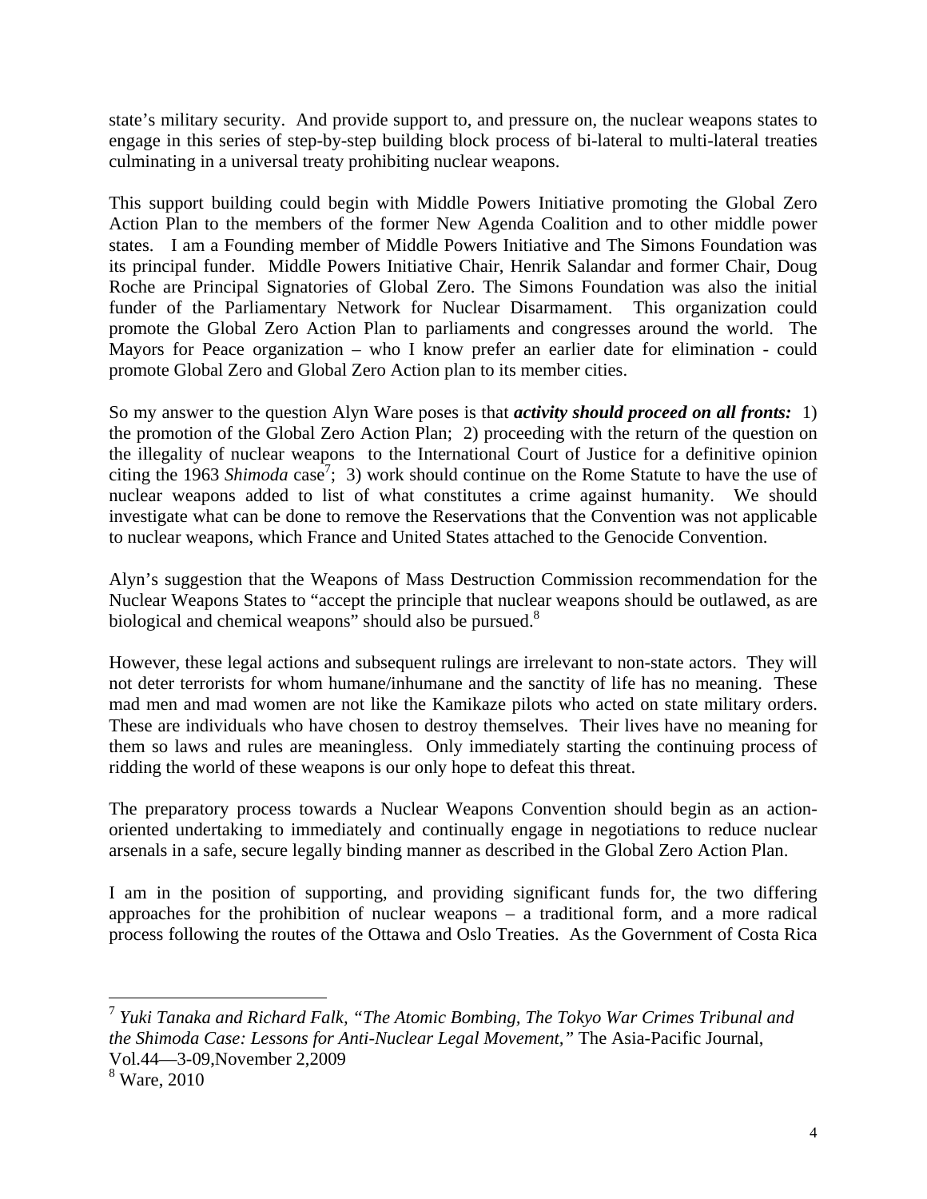state's military security. And provide support to, and pressure on, the nuclear weapons states to engage in this series of step-by-step building block process of bi-lateral to multi-lateral treaties culminating in a universal treaty prohibiting nuclear weapons.

This support building could begin with Middle Powers Initiative promoting the Global Zero Action Plan to the members of the former New Agenda Coalition and to other middle power states. I am a Founding member of Middle Powers Initiative and The Simons Foundation was its principal funder. Middle Powers Initiative Chair, Henrik Salandar and former Chair, Doug Roche are Principal Signatories of Global Zero. The Simons Foundation was also the initial funder of the Parliamentary Network for Nuclear Disarmament. This organization could promote the Global Zero Action Plan to parliaments and congresses around the world. The Mayors for Peace organization – who I know prefer an earlier date for elimination - could promote Global Zero and Global Zero Action plan to its member cities.

So my answer to the question Alyn Ware poses is that ***activity should proceed on all fronts:*** 1) the promotion of the Global Zero Action Plan; 2) proceeding with the return of the question on the illegality of nuclear weapons to the International Court of Justice for a definitive opinion citing the 1963 *Shimoda* case[7]; 3) work should continue on the Rome Statute to have the use of nuclear weapons added to list of what constitutes a crime against humanity. We should investigate what can be done to remove the Reservations that the Convention was not applicable to nuclear weapons, which France and United States attached to the Genocide Convention.

Alyn's suggestion that the Weapons of Mass Destruction Commission recommendation for the Nuclear Weapons States to "accept the principle that nuclear weapons should be outlawed, as are biological and chemical weapons" should also be pursued.[8]

However, these legal actions and subsequent rulings are irrelevant to non-state actors. They will not deter terrorists for whom humane/inhumane and the sanctity of life has no meaning. These mad men and mad women are not like the Kamikaze pilots who acted on state military orders. These are individuals who have chosen to destroy themselves. Their lives have no meaning for them so laws and rules are meaningless. Only immediately starting the continuing process of ridding the world of these weapons is our only hope to defeat this threat.

The preparatory process towards a Nuclear Weapons Convention should begin as an action-oriented undertaking to immediately and continually engage in negotiations to reduce nuclear arsenals in a safe, secure legally binding manner as described in the Global Zero Action Plan.

I am in the position of supporting, and providing significant funds for, the two differing approaches for the prohibition of nuclear weapons – a traditional form, and a more radical process following the routes of the Ottawa and Oslo Treaties. As the Government of Costa Rica

---

[7] *Yuki Tanaka and Richard Falk, "The Atomic Bombing, The Tokyo War Crimes Tribunal and the Shimoda Case: Lessons for Anti-Nuclear Legal Movement,"* The Asia-Pacific Journal, Vol.44—3-09,November 2,2009

[8] Ware, 2010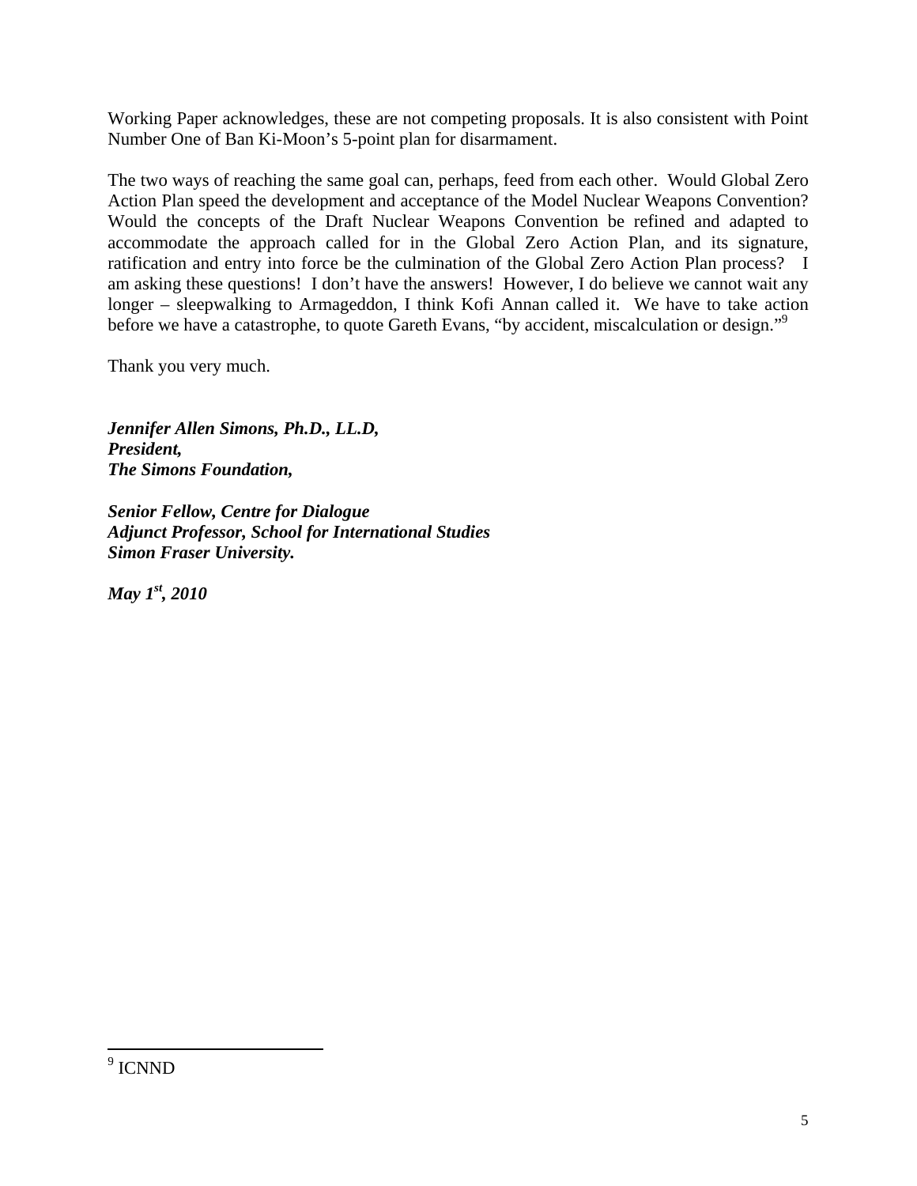Working Paper acknowledges, these are not competing proposals. It is also consistent with Point Number One of Ban Ki-Moon's 5-point plan for disarmament.

The two ways of reaching the same goal can, perhaps, feed from each other. Would Global Zero Action Plan speed the development and acceptance of the Model Nuclear Weapons Convention? Would the concepts of the Draft Nuclear Weapons Convention be refined and adapted to accommodate the approach called for in the Global Zero Action Plan, and its signature, ratification and entry into force be the culmination of the Global Zero Action Plan process? I am asking these questions! I don't have the answers! However, I do believe we cannot wait any longer – sleepwalking to Armageddon, I think Kofi Annan called it. We have to take action before we have a catastrophe, to quote Gareth Evans, "by accident, miscalculation or design."[9]

Thank you very much.

***Jennifer Allen Simons, Ph.D., LL.D,***
***President,***
***The Simons Foundation,***

***Senior Fellow, Centre for Dialogue***
***Adjunct Professor, School for International Studies***
***Simon Fraser University.***

***May 1st, 2010***

[9] ICNND